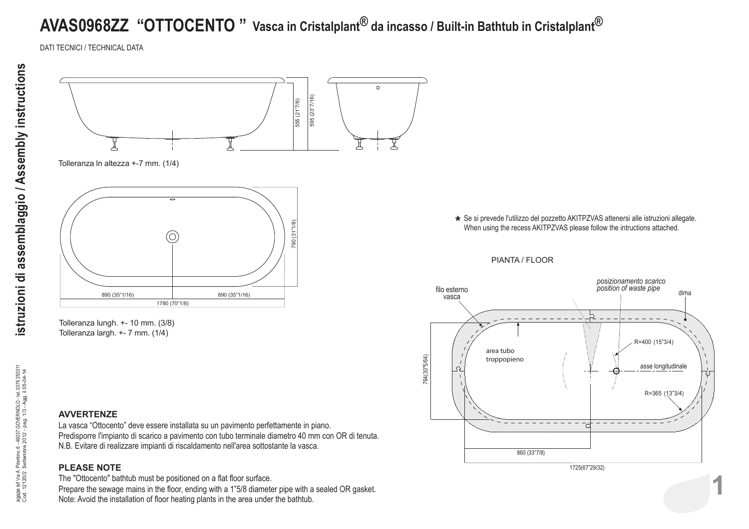# AVAS0968ZZ "OTTOCENTO" Vasca in Cristalplant® da incasso / Built-in Bathtub in Cristalplant®

DATI TECNICI / TECHNICAL DATA

555 (21"7/8)

595 (23"7/16)

Tolleranza In altezza +-7 mm. (1/4)

790 (31"1/8)

890 (35"1/16) | 890 (35"1/16)

1780 (70"1/8)

Tolleranza lungh. +- 10 mm. (3/8)
Tolleranza largh. +- 7 mm. (1/4)

* Se si prevede l'utilizzo del pozzetto AKITPZVAS attenersi alle istruzioni allegate.
When using the recess AKITPZVAS please follow the intructions attached.

PIANTA / FLOOR

filo esterno vasca

*posizionamento scarico*
*position of waste pipe*

dima

area tubo troppopieno

R=400 (15"3/4)

asse longitudinale

R=365 (13"3/4)

764(30"5/64)

860 (33"7/8)

1725(67"29/32)

**AVVERTENZE**

La vasca "Ottocento" deve essere installata su un pavimento perfettamente in piano.
Predisporre l'impianto di scarico a pavimento con tubo terminale diametro 40 mm con OR di tenuta.
N.B. Evitare di realizzare impianti di riscaldamento nell'area sottostante la vasca.

**PLEASE NOTE**

The "Ottocento" bathtub must be positioned on a flat floor surface.
Prepare the sewage mains in the floor, ending with a 1"5/8 diameter pipe with a sealed OR gasket.
Note: Avoid the installation of floor heating plants in the area under the bathtub.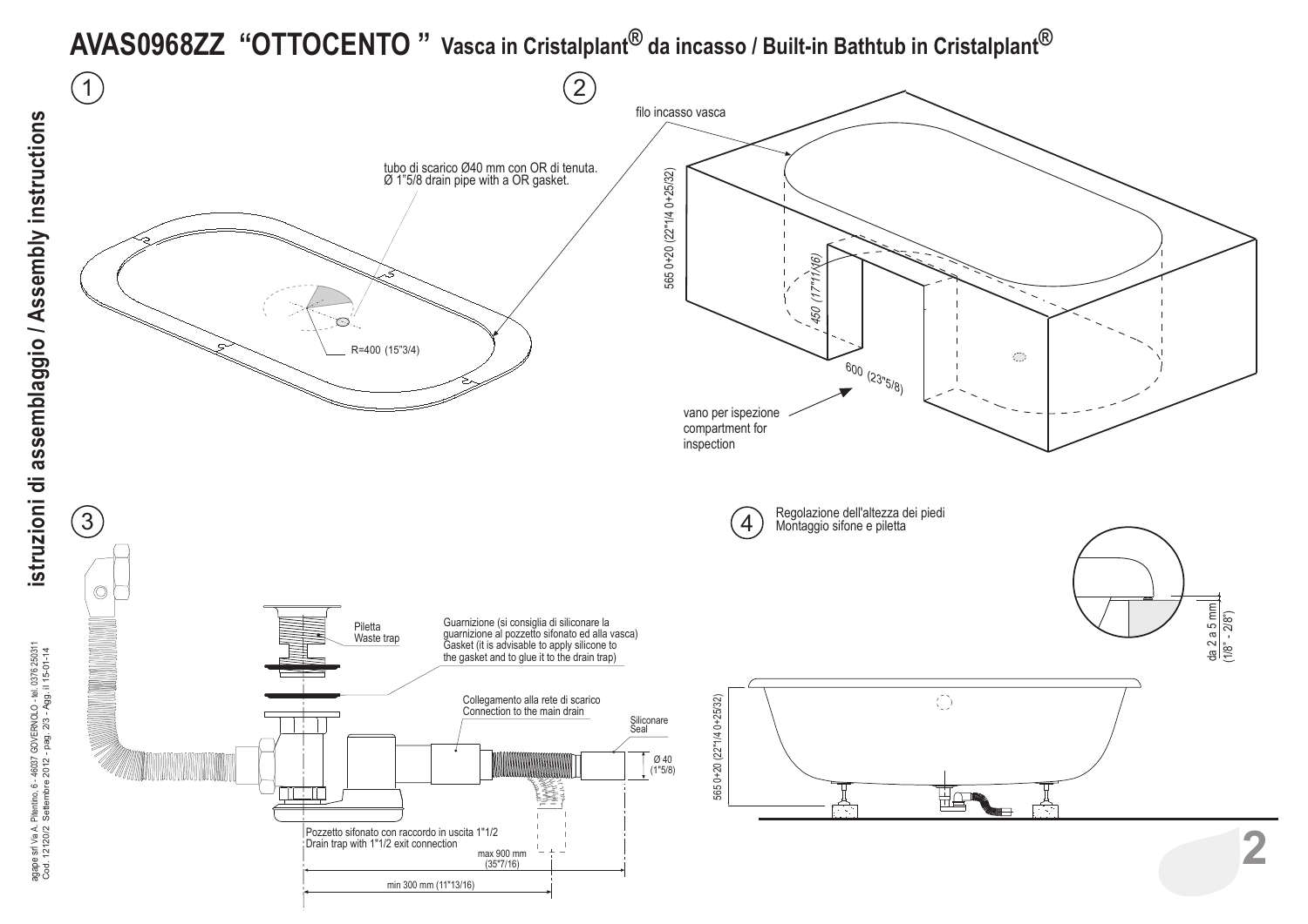# AVAS0968ZZ "OTTOCENTO" Vasca in Cristalplant® da incasso / Built-in Bathtub in Cristalplant®

istruzioni di assemblaggio / Assembly instructions

## 1

tubo di scarico Ø40 mm con OR di tenuta.
Ø 1"5/8 drain pipe with a OR gasket.

R=400 (15"3/4)

## 2

filo incasso vasca

565 0+20 (22"1/4 0+25/32)

450 (17"11/16)

600 (23"5/8)

vano per ispezione
compartment for inspection

## 3

Piletta
Waste trap

Guarnizione (si consiglia di siliconare la guarnizione al pozzetto sifonato ed alla vasca)
Gasket (it is advisable to apply silicone to the gasket and to glue it to the drain trap)

Collegamento alla rete di scarico
Connection to the main drain

Siliconare
Seal

Ø 40 (1"5/8)

Pozzetto sifonato con raccordo in uscita 1"1/2
Drain trap with 1"1/2 exit connection

max 900 mm (35"7/16)

min 300 mm (11"13/16)

## 4

Regolazione dell'altezza dei piedi
Montaggio sifone e piletta

da 2 a 5 mm (1/8" - 2/8")

565 0+20 (22"1/4 0+25/32)

agape srl Via A. Pitentino, 6 - 46037 GOVERNOLO - tel. 0376 250311
Cod. 12120/2 Settembre 2012 - pag. 2/3 - Agg. il 15-01-14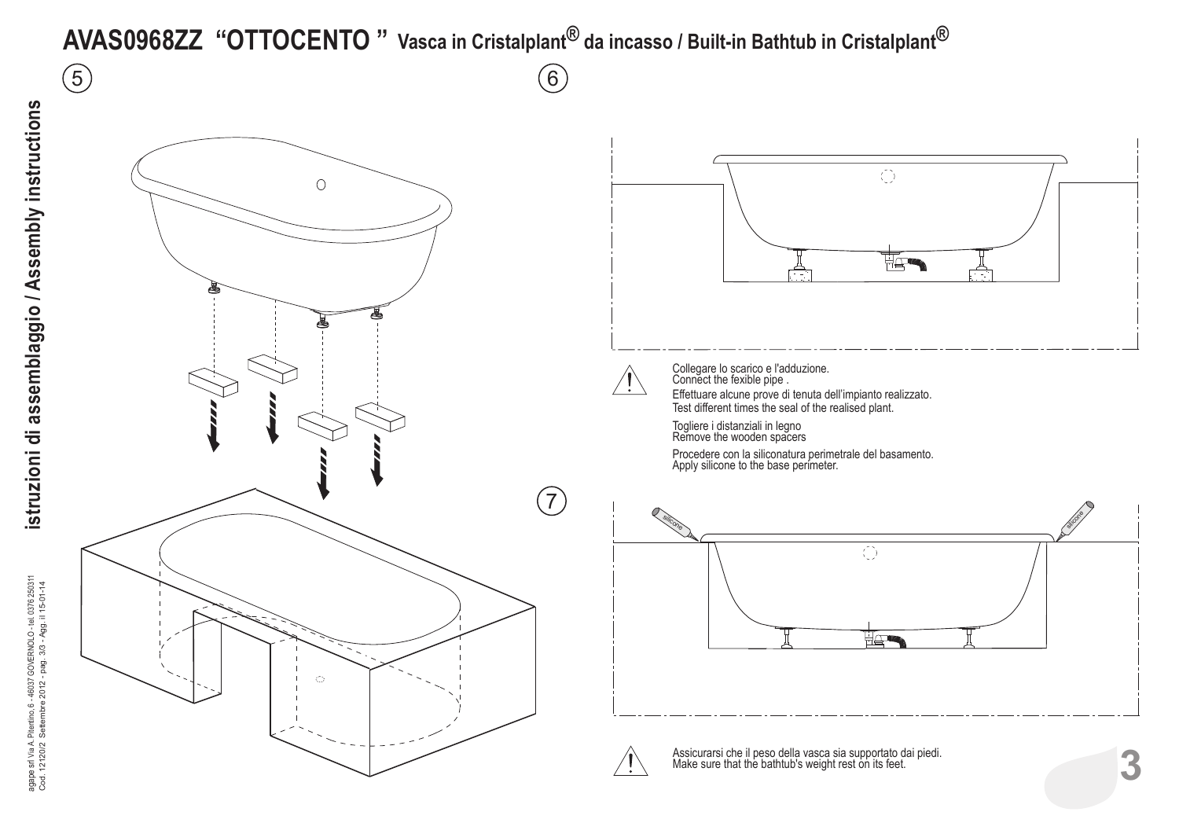# AVAS0968ZZ "OTTOCENTO" Vasca in Cristalplant® da incasso / Built-in Bathtub in Cristalplant®

istruzioni di assemblaggio / Assembly instructions

5

6

Collegare lo scarico e l'adduzione.
Connect the fexible pipe .

Effettuare alcune prove di tenuta dell'impianto realizzato.
Test different times the seal of the realised plant.

Togliere i distanziali in legno
Remove the wooden spacers

Procedere con la siliconatura perimetrale del basamento.
Apply silicone to the base perimeter.

7

silicone

silicone

Assicurarsi che il peso della vasca sia supportato dai piedi.
Make sure that the bathtub's weight rest on its feet.

agape srl Via A. Pitentino, 6 - 46037 GOVERNOLO - tel. 0376 250311
Cod. 12120/2 Settembre 2012 - pag. 3/3 - Agg. il 15-01-14